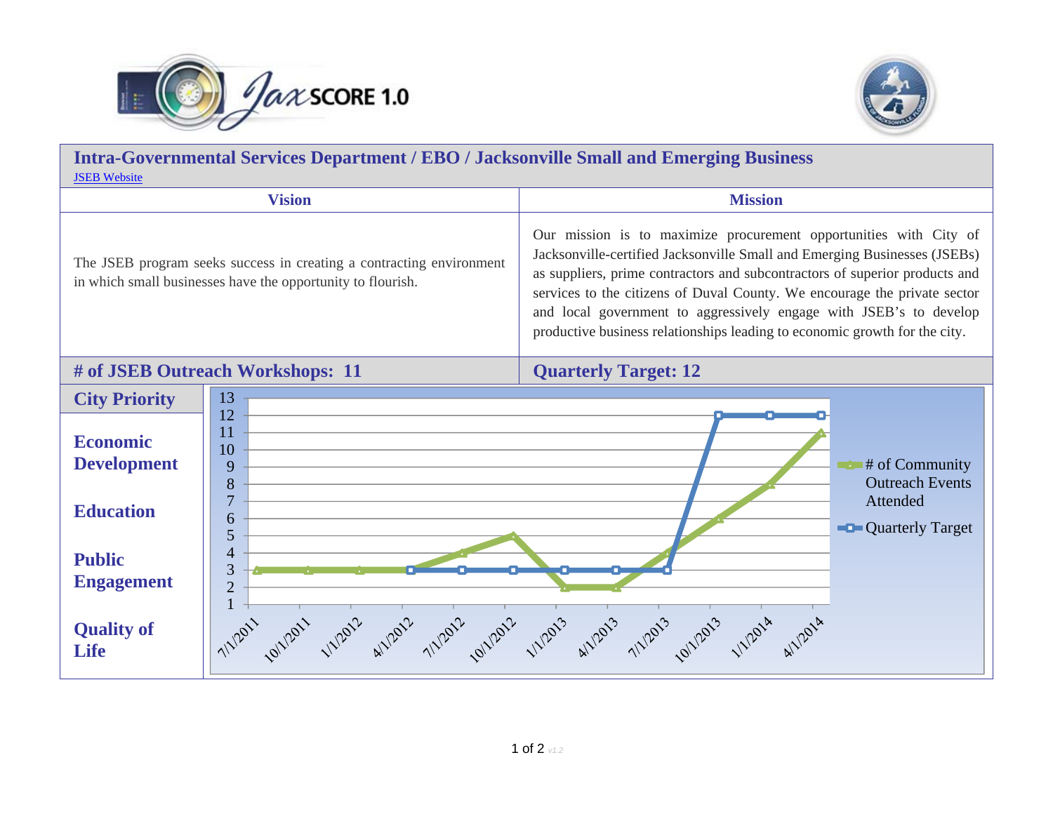JaxSCORE 1.0

# Intra-Governmental Services Department / EBO / Jacksonville Small and Emerging Business

JSEB Website

| Vision | Mission |
|---|---|
| The JSEB program seeks success in creating a contracting environment in which small businesses have the opportunity to flourish. | Our mission is to maximize procurement opportunities with City of Jacksonville-certified Jacksonville Small and Emerging Businesses (JSEBs) as suppliers, prime contractors and subcontractors of superior products and services to the citizens of Duval County. We encourage the private sector and local government to aggressively engage with JSEB's to develop productive business relationships leading to economic growth for the city. |

## # of JSEB Outreach Workshops: 11

## Quarterly Target: 12

### City Priority

**Economic Development**

**Education**

**Public Engagement**

**Quality of Life**

| Date | # of Community Outreach Events Attended | Quarterly Target |
|---|---|---|
| 7/1/2011 | 3 | |
| 10/1/2011 | 3 | |
| 1/1/2012 | 3 | |
| 4/1/2012 | 3 | 3 |
| 7/1/2012 | 4 | 3 |
| 10/1/2012 | 5 | 3 |
| 1/1/2013 | 2 | 3 |
| 4/1/2013 | 2 | 3 |
| 7/1/2013 | 4 | 3 |
| 10/1/2013 | 6 | 12 |
| 1/1/2014 | 8 | 12 |
| 4/1/2014 | 11 | 12 |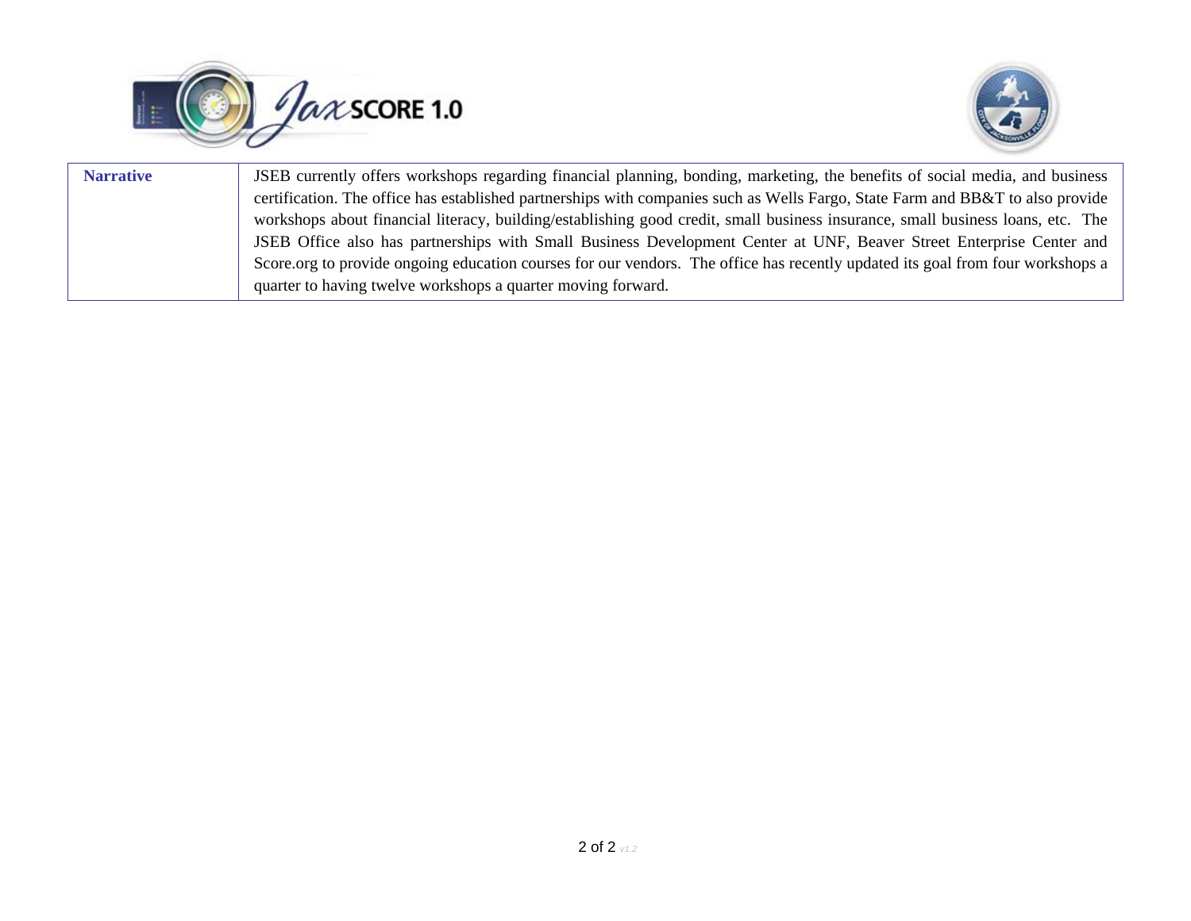| | |
|---|---|
| **Narrative** | JSEB currently offers workshops regarding financial planning, bonding, marketing, the benefits of social media, and business certification. The office has established partnerships with companies such as Wells Fargo, State Farm and BB&T to also provide workshops about financial literacy, building/establishing good credit, small business insurance, small business loans, etc. The JSEB Office also has partnerships with Small Business Development Center at UNF, Beaver Street Enterprise Center and Score.org to provide ongoing education courses for our vendors. The office has recently updated its goal from four workshops a quarter to having twelve workshops a quarter moving forward. |